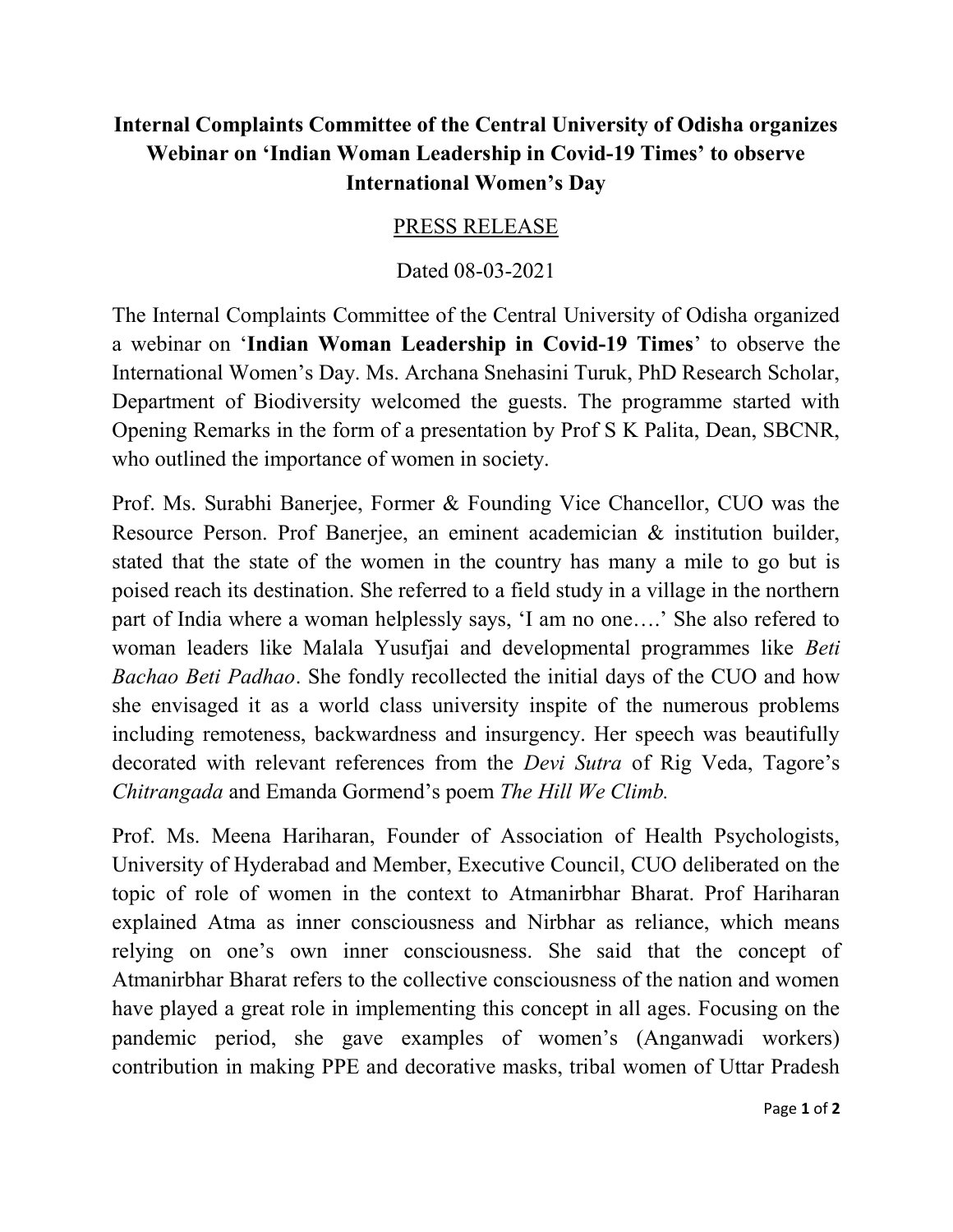# Internal Complaints Committee of the Central University of Odisha organizes Webinar on 'Indian Woman Leadership in Covid-19 Times' to observe International Women's Day

PRESS RELEASE

Dated 08-03-2021

The Internal Complaints Committee of the Central University of Odisha organized a webinar on '**Indian Woman Leadership in Covid-19 Times**' to observe the International Women's Day. Ms. Archana Snehasini Turuk, PhD Research Scholar, Department of Biodiversity welcomed the guests. The programme started with Opening Remarks in the form of a presentation by Prof S K Palita, Dean, SBCNR, who outlined the importance of women in society.

Prof. Ms. Surabhi Banerjee, Former & Founding Vice Chancellor, CUO was the Resource Person. Prof Banerjee, an eminent academician & institution builder, stated that the state of the women in the country has many a mile to go but is poised reach its destination. She referred to a field study in a village in the northern part of India where a woman helplessly says, 'I am no one….' She also refered to woman leaders like Malala Yusufjai and developmental programmes like *Beti Bachao Beti Padhao*. She fondly recollected the initial days of the CUO and how she envisaged it as a world class university inspite of the numerous problems including remoteness, backwardness and insurgency. Her speech was beautifully decorated with relevant references from the *Devi Sutra* of Rig Veda, Tagore's *Chitrangada* and Emanda Gormend's poem *The Hill We Climb.*

Prof. Ms. Meena Hariharan, Founder of Association of Health Psychologists, University of Hyderabad and Member, Executive Council, CUO deliberated on the topic of role of women in the context to Atmanirbhar Bharat. Prof Hariharan explained Atma as inner consciousness and Nirbhar as reliance, which means relying on one's own inner consciousness. She said that the concept of Atmanirbhar Bharat refers to the collective consciousness of the nation and women have played a great role in implementing this concept in all ages. Focusing on the pandemic period, she gave examples of women's (Anganwadi workers) contribution in making PPE and decorative masks, tribal women of Uttar Pradesh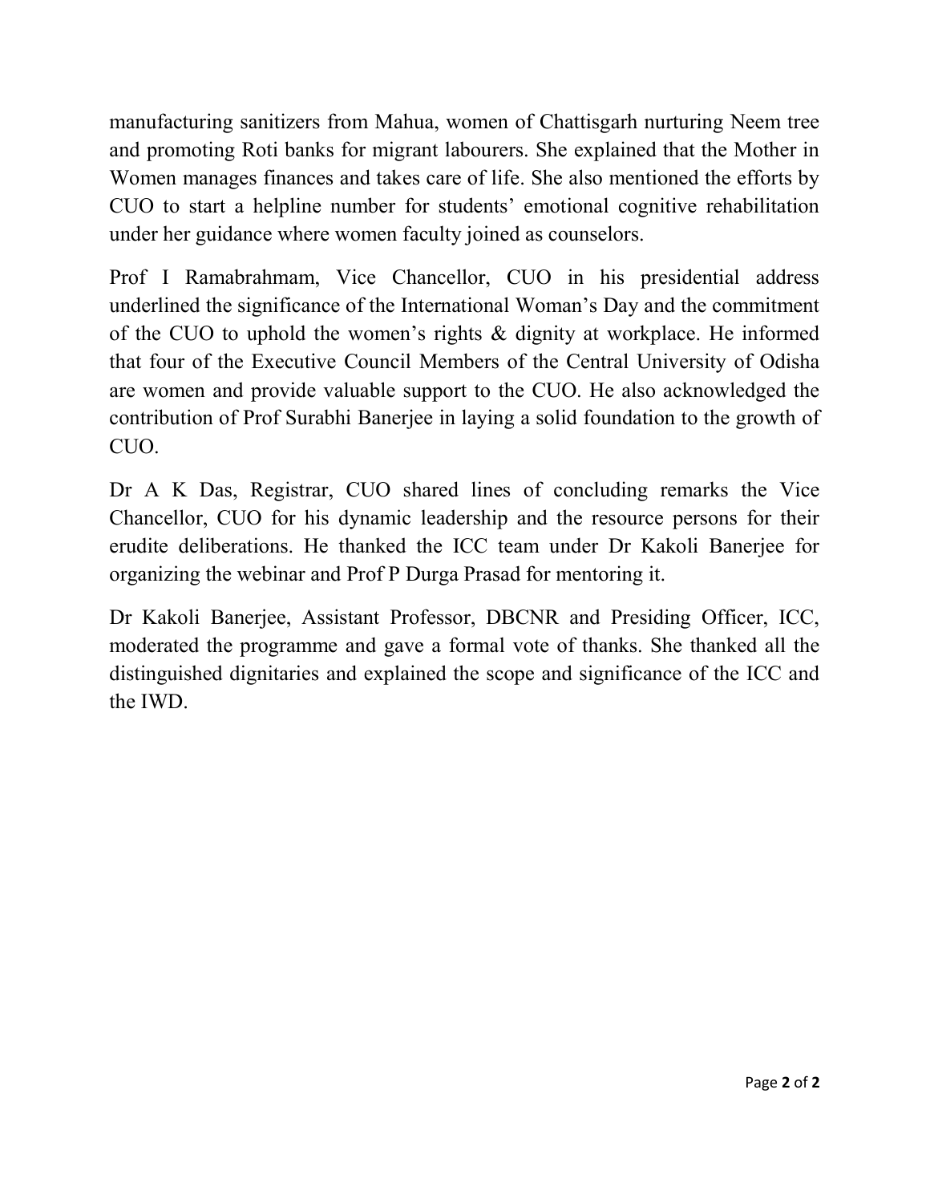manufacturing sanitizers from Mahua, women of Chattisgarh nurturing Neem tree and promoting Roti banks for migrant labourers. She explained that the Mother in Women manages finances and takes care of life. She also mentioned the efforts by CUO to start a helpline number for students' emotional cognitive rehabilitation under her guidance where women faculty joined as counselors.

Prof I Ramabrahmam, Vice Chancellor, CUO in his presidential address underlined the significance of the International Woman's Day and the commitment of the CUO to uphold the women's rights & dignity at workplace. He informed that four of the Executive Council Members of the Central University of Odisha are women and provide valuable support to the CUO. He also acknowledged the contribution of Prof Surabhi Banerjee in laying a solid foundation to the growth of CUO.

Dr A K Das, Registrar, CUO shared lines of concluding remarks the Vice Chancellor, CUO for his dynamic leadership and the resource persons for their erudite deliberations. He thanked the ICC team under Dr Kakoli Banerjee for organizing the webinar and Prof P Durga Prasad for mentoring it.

Dr Kakoli Banerjee, Assistant Professor, DBCNR and Presiding Officer, ICC, moderated the programme and gave a formal vote of thanks. She thanked all the distinguished dignitaries and explained the scope and significance of the ICC and the IWD.